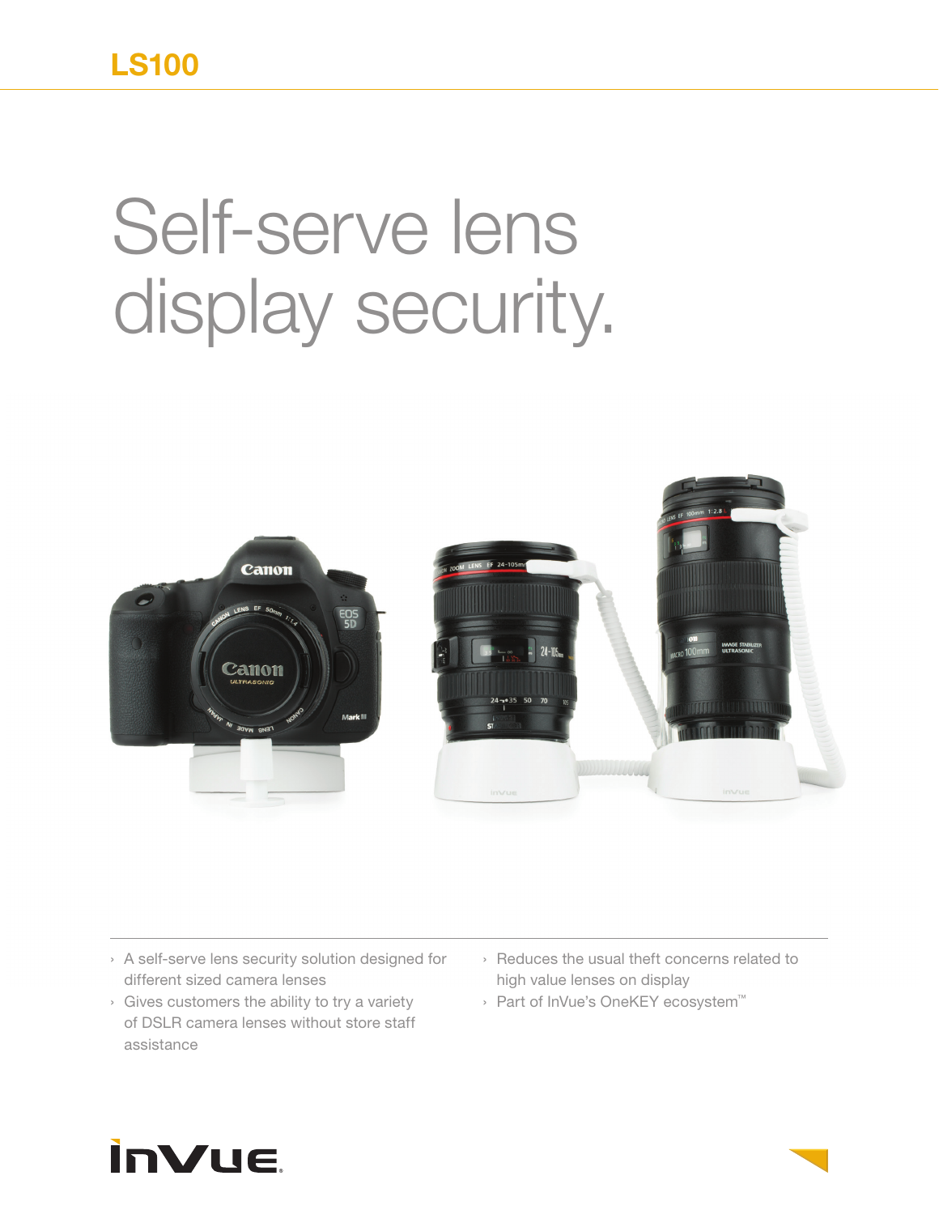# LS100

# Self-serve lens display security.

- A self-serve lens security solution designed for different sized camera lenses
- Gives customers the ability to try a variety of DSLR camera lenses without store staff assistance
- Reduces the usual theft concerns related to high value lenses on display
- Part of InVue's OneKEY ecosystem™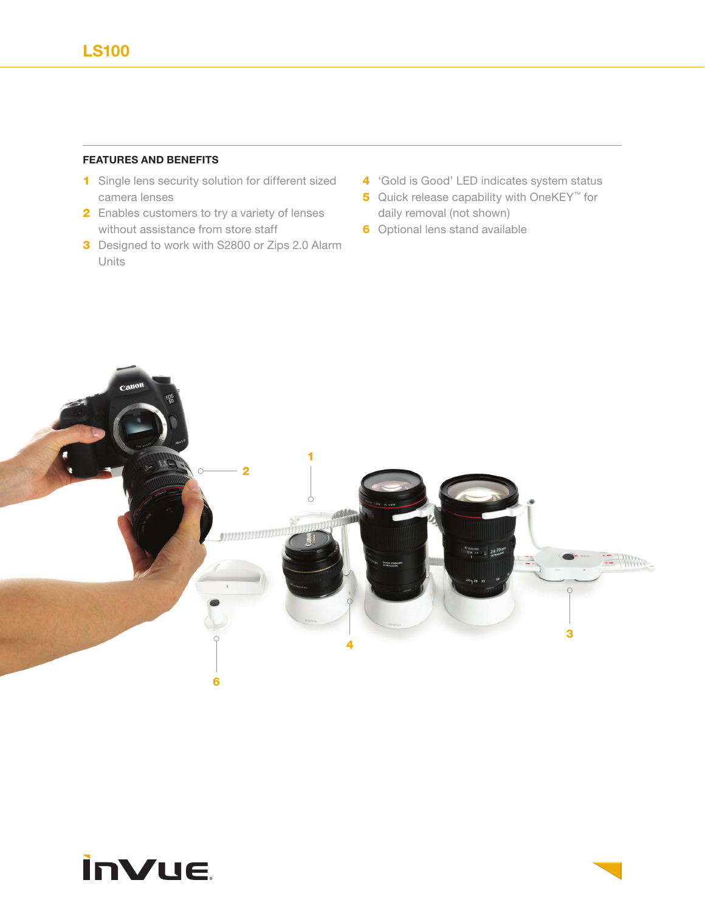## LS100

### FEATURES AND BENEFITS

1. Single lens security solution for different sized camera lenses
2. Enables customers to try a variety of lenses without assistance from store staff
3. Designed to work with S2800 or Zips 2.0 Alarm Units
4. 'Gold is Good' LED indicates system status
5. Quick release capability with OneKEY™ for daily removal (not shown)
6. Optional lens stand available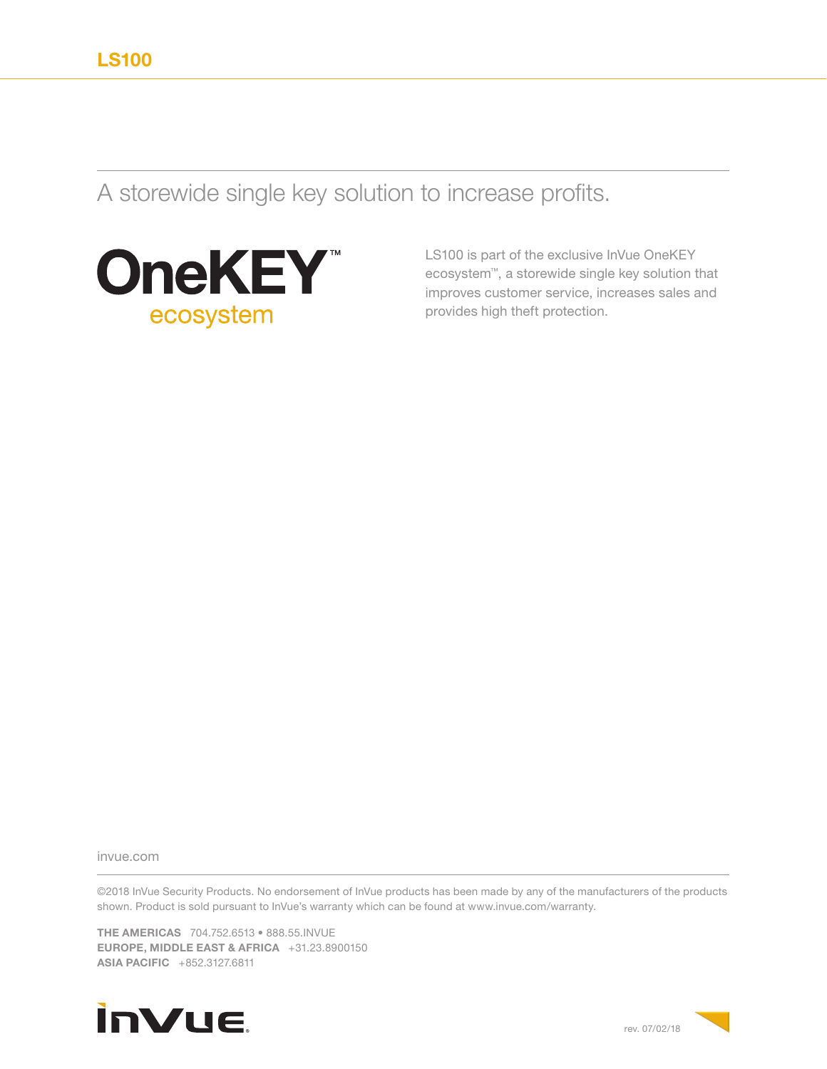A storewide single key solution to increase profits.

**OneKEY™**
ecosystem

LS100 is part of the exclusive InVue OneKEY ecosystem™, a storewide single key solution that improves customer service, increases sales and provides high theft protection.

invue.com

©2018 InVue Security Products. No endorsement of InVue products has been made by any of the manufacturers of the products shown. Product is sold pursuant to InVue's warranty which can be found at www.invue.com/warranty.

**THE AMERICAS** 704.752.6513 • 888.55.INVUE
**EUROPE, MIDDLE EAST & AFRICA** +31.23.8900150
**ASIA PACIFIC** +852.3127.6811

InVue

rev. 07/02/18